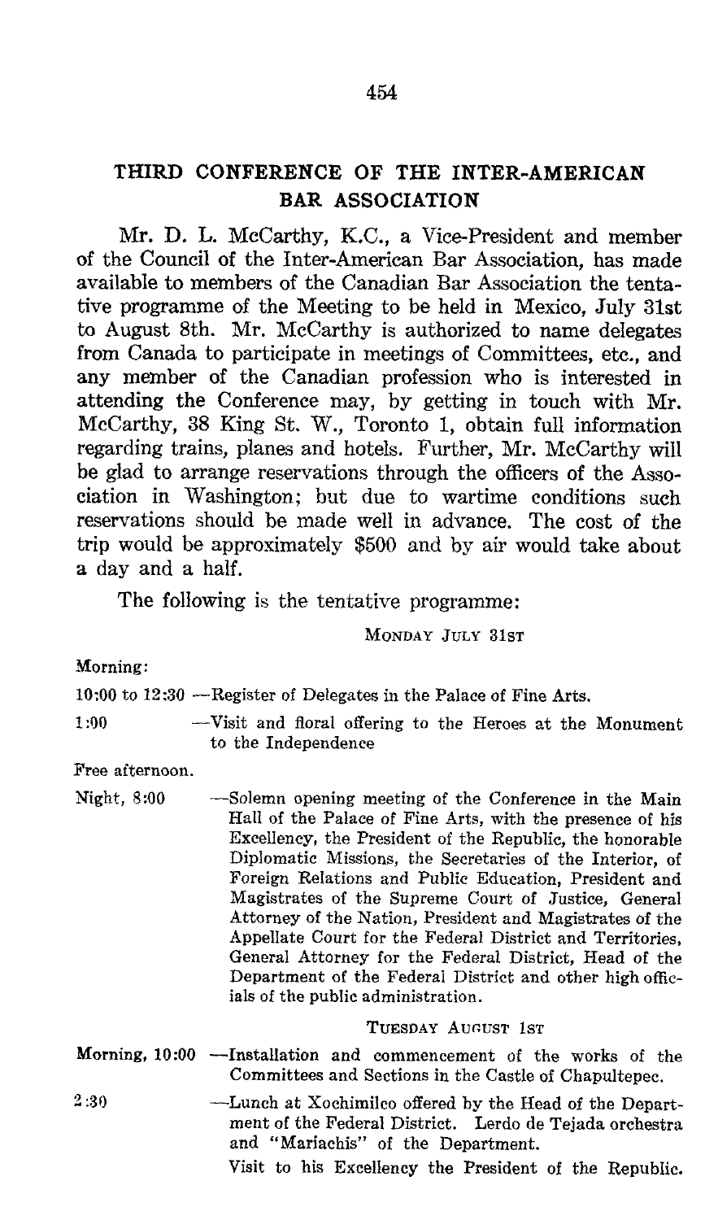## THIRD CONFERENCE OF THE INTER-AMERICAN BAR ASSOCIATION

Mr. D. L. McCarthy, K.C., a Vice-President and member of the Council of the Inter-American Bar Association, has made available to members of the Canadian Bar Association the tentative programme of the Meeting to be held in Mexico, July 31st to August 8th. Mr. McCarthy is authorized to name delegates from Canada to participate in meetings of Committees, etc., and any member of the Canadian profession who is interested in attending the Conference may, by getting in touch with Mr. McCarthy, 38 King St. W., Toronto 1, obtain full information regarding trains, planes and hotels. Further, Mr. McCarthy will be glad to arrange reservations through the officers of the Association in Washington; but due to wartime conditions such reservations should be made well in advance. The cost of the trip would be approximately $500 and by air would take about a day and a half.

The following is the tentative programme:

MONDAY JULY 31ST

Morning:

10:00 to 12:30 —Register of Delegates in the Palace of Fine Arts.

1:00 —Visit and floral offering to the Heroes at the Monument to the Independence

Free afternoon.

Night, 8:00 —Solemn opening meeting of the Conference in the Main Hall of the Palace of Fine Arts, with the presence of his Excellency, the President of the Republic, the honorable Diplomatic Missions, the Secretaries of the Interior, of Foreign Relations and Public Education, President and Magistrates of the Supreme Court of Justice, General Attorney of the Nation, President and Magistrates of the Appellate Court for the Federal District and Territories, General Attorney for the Federal District, Head of the Department of the Federal District and other high officials of the public administration.

TUESDAY AUGUST 1ST

Morning, 10:00 —Installation and commencement of the works of the Committees and Sections in the Castle of Chapultepec.

2:30 —Lunch at Xochimilco offered by the Head of the Department of the Federal District. Lerdo de Tejada orchestra and "Mariachis" of the Department.

Visit to his Excellency the President of the Republic.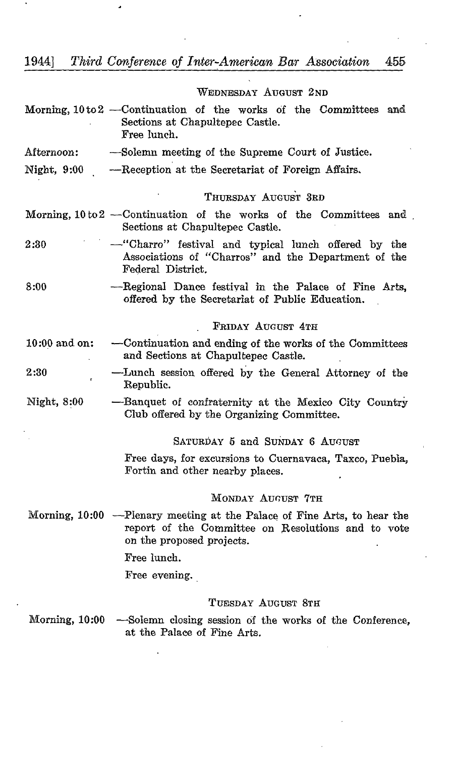### WEDNESDAY AUGUST 2ND

| | |
|---|---|
| Morning, 10 to 2 | —Continuation of the works of the Committees and Sections at Chapultepec Castle. Free lunch. |
| Afternoon: | —Solemn meeting of the Supreme Court of Justice. |
| Night, 9:00 | —Reception at the Secretariat of Foreign Affairs. |

### THURSDAY AUGUST 3RD

| | |
|---|---|
| Morning, 10 to 2 | —Continuation of the works of the Committees and Sections at Chapultepec Castle. |
| 2:30 | —"Charro" festival and typical lunch offered by the Associations of "Charros" and the Department of the Federal District. |
| 8:00 | —Regional Dance festival in the Palace of Fine Arts, offered by the Secretariat of Public Education. |

### FRIDAY AUGUST 4TH

| | |
|---|---|
| 10:00 and on: | —Continuation and ending of the works of the Committees and Sections at Chapultepec Castle. |
| 2:30 | —Lunch session offered by the General Attorney of the Republic. |
| Night, 8:00 | —Banquet of confraternity at the Mexico City Country Club offered by the Organizing Committee. |

### SATURDAY 5 and SUNDAY 6 AUGUST

Free days, for excursions to Cuernavaca, Taxco, Puebla, Fortin and other nearby places.

### MONDAY AUGUST 7TH

| | |
|---|---|
| Morning, 10:00 | —Plenary meeting at the Palace of Fine Arts, to hear the report of the Committee on Resolutions and to vote on the proposed projects. Free lunch. Free evening. |

### TUESDAY AUGUST 8TH

| | |
|---|---|
| Morning, 10:00 | —Solemn closing session of the works of the Conference, at the Palace of Fine Arts. |